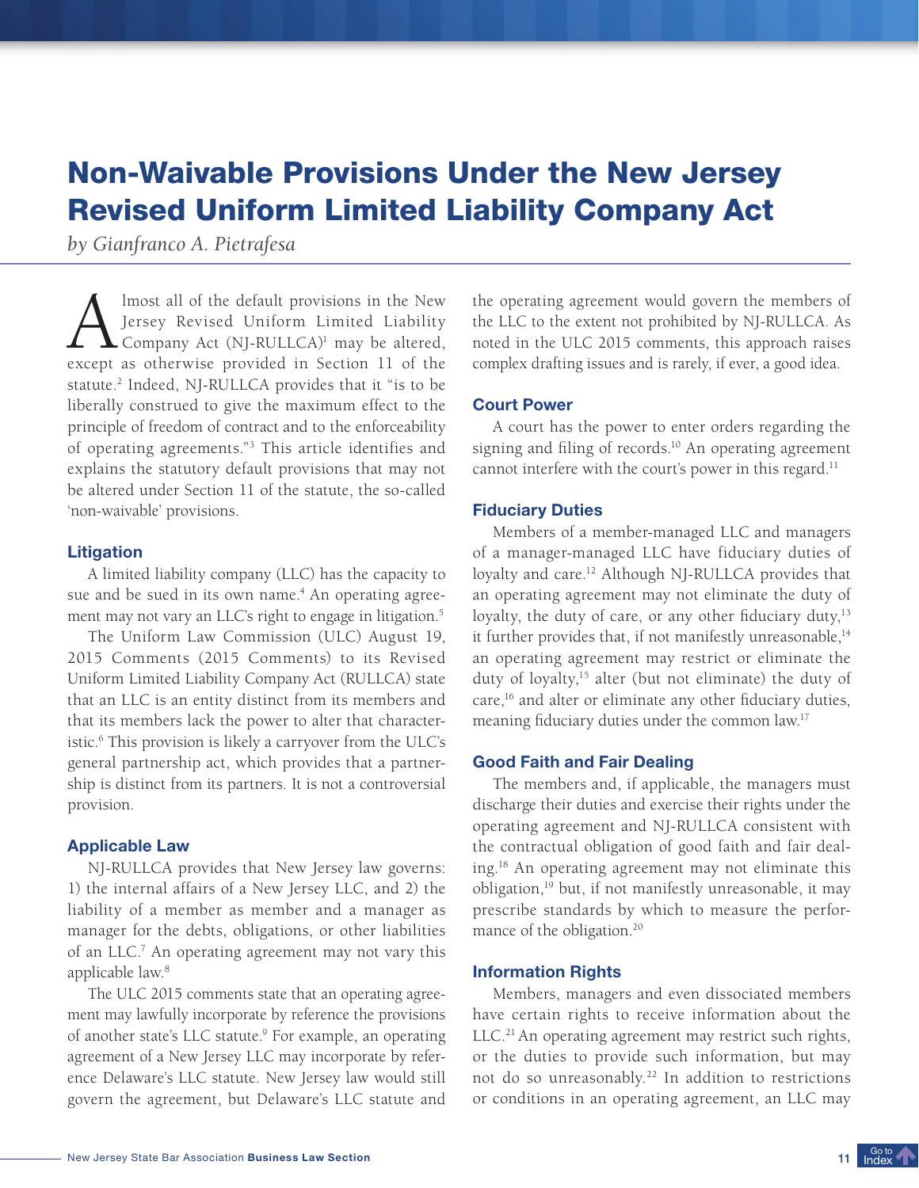# Non-Waivable Provisions Under the New Jersey Revised Uniform Limited Liability Company Act

*by Gianfranco A. Pietrafesa*

Almost all of the default provisions in the New Jersey Revised Uniform Limited Liability Company Act (NJ-RULLCA)[1] may be altered, except as otherwise provided in Section 11 of the statute.[2] Indeed, NJ-RULLCA provides that it "is to be liberally construed to give the maximum effect to the principle of freedom of contract and to the enforceability of operating agreements."[3] This article identifies and explains the statutory default provisions that may not be altered under Section 11 of the statute, the so-called 'non-waivable' provisions.

### Litigation

A limited liability company (LLC) has the capacity to sue and be sued in its own name.[4] An operating agreement may not vary an LLC's right to engage in litigation.[5]

The Uniform Law Commission (ULC) August 19, 2015 Comments (2015 Comments) to its Revised Uniform Limited Liability Company Act (RULLCA) state that an LLC is an entity distinct from its members and that its members lack the power to alter that characteristic.[6] This provision is likely a carryover from the ULC's general partnership act, which provides that a partnership is distinct from its partners. It is not a controversial provision.

### Applicable Law

NJ-RULLCA provides that New Jersey law governs: 1) the internal affairs of a New Jersey LLC, and 2) the liability of a member as member and a manager as manager for the debts, obligations, or other liabilities of an LLC.[7] An operating agreement may not vary this applicable law.[8]

The ULC 2015 comments state that an operating agreement may lawfully incorporate by reference the provisions of another state's LLC statute.[9] For example, an operating agreement of a New Jersey LLC may incorporate by reference Delaware's LLC statute. New Jersey law would still govern the agreement, but Delaware's LLC statute and the operating agreement would govern the members of the LLC to the extent not prohibited by NJ-RULLCA. As noted in the ULC 2015 comments, this approach raises complex drafting issues and is rarely, if ever, a good idea.

### Court Power

A court has the power to enter orders regarding the signing and filing of records.[10] An operating agreement cannot interfere with the court's power in this regard.[11]

### Fiduciary Duties

Members of a member-managed LLC and managers of a manager-managed LLC have fiduciary duties of loyalty and care.[12] Although NJ-RULLCA provides that an operating agreement may not eliminate the duty of loyalty, the duty of care, or any other fiduciary duty,[13] it further provides that, if not manifestly unreasonable,[14] an operating agreement may restrict or eliminate the duty of loyalty,[15] alter (but not eliminate) the duty of care,[16] and alter or eliminate any other fiduciary duties, meaning fiduciary duties under the common law.[17]

### Good Faith and Fair Dealing

The members and, if applicable, the managers must discharge their duties and exercise their rights under the operating agreement and NJ-RULLCA consistent with the contractual obligation of good faith and fair dealing.[18] An operating agreement may not eliminate this obligation,[19] but, if not manifestly unreasonable, it may prescribe standards by which to measure the performance of the obligation.[20]

### Information Rights

Members, managers and even dissociated members have certain rights to receive information about the LLC.[21] An operating agreement may restrict such rights, or the duties to provide such information, but may not do so unreasonably.[22] In addition to restrictions or conditions in an operating agreement, an LLC may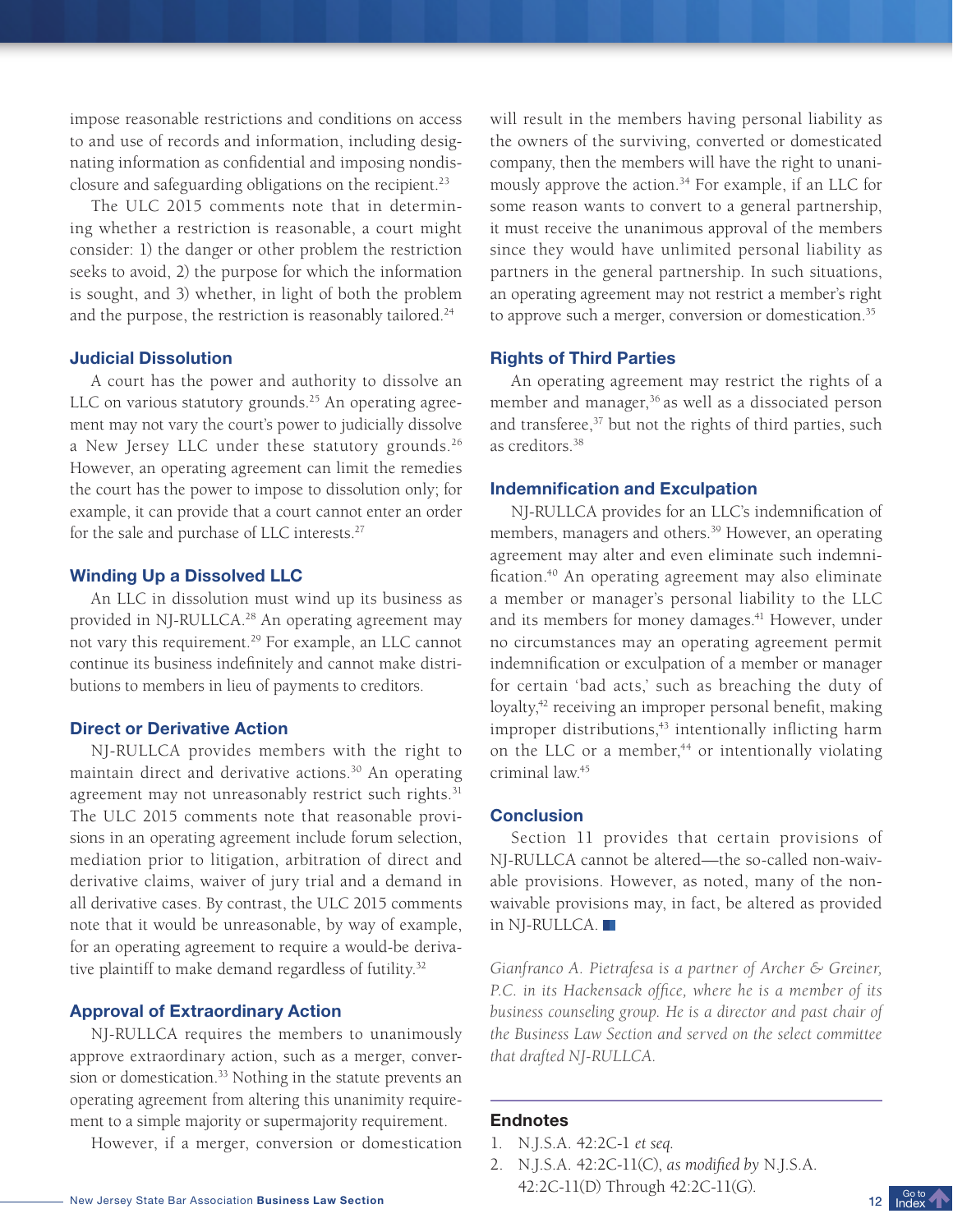impose reasonable restrictions and conditions on access to and use of records and information, including designating information as confidential and imposing nondisclosure and safeguarding obligations on the recipient.[23]

The ULC 2015 comments note that in determining whether a restriction is reasonable, a court might consider: 1) the danger or other problem the restriction seeks to avoid, 2) the purpose for which the information is sought, and 3) whether, in light of both the problem and the purpose, the restriction is reasonably tailored.[24]

### Judicial Dissolution

A court has the power and authority to dissolve an LLC on various statutory grounds.[25] An operating agreement may not vary the court's power to judicially dissolve a New Jersey LLC under these statutory grounds.[26] However, an operating agreement can limit the remedies the court has the power to impose to dissolution only; for example, it can provide that a court cannot enter an order for the sale and purchase of LLC interests.[27]

### Winding Up a Dissolved LLC

An LLC in dissolution must wind up its business as provided in NJ-RULLCA.[28] An operating agreement may not vary this requirement.[29] For example, an LLC cannot continue its business indefinitely and cannot make distributions to members in lieu of payments to creditors.

### Direct or Derivative Action

NJ-RULLCA provides members with the right to maintain direct and derivative actions.[30] An operating agreement may not unreasonably restrict such rights.[31] The ULC 2015 comments note that reasonable provisions in an operating agreement include forum selection, mediation prior to litigation, arbitration of direct and derivative claims, waiver of jury trial and a demand in all derivative cases. By contrast, the ULC 2015 comments note that it would be unreasonable, by way of example, for an operating agreement to require a would-be derivative plaintiff to make demand regardless of futility.[32]

### Approval of Extraordinary Action

NJ-RULLCA requires the members to unanimously approve extraordinary action, such as a merger, conversion or domestication.[33] Nothing in the statute prevents an operating agreement from altering this unanimity requirement to a simple majority or supermajority requirement.

However, if a merger, conversion or domestication will result in the members having personal liability as the owners of the surviving, converted or domesticated company, then the members will have the right to unanimously approve the action.[34] For example, if an LLC for some reason wants to convert to a general partnership, it must receive the unanimous approval of the members since they would have unlimited personal liability as partners in the general partnership. In such situations, an operating agreement may not restrict a member's right to approve such a merger, conversion or domestication.[35]

### Rights of Third Parties

An operating agreement may restrict the rights of a member and manager,[36] as well as a dissociated person and transferee,[37] but not the rights of third parties, such as creditors.[38]

### Indemnification and Exculpation

NJ-RULLCA provides for an LLC's indemnification of members, managers and others.[39] However, an operating agreement may alter and even eliminate such indemnification.[40] An operating agreement may also eliminate a member or manager's personal liability to the LLC and its members for money damages.[41] However, under no circumstances may an operating agreement permit indemnification or exculpation of a member or manager for certain 'bad acts,' such as breaching the duty of loyalty,[42] receiving an improper personal benefit, making improper distributions,[43] intentionally inflicting harm on the LLC or a member,[44] or intentionally violating criminal law.[45]

### Conclusion

Section 11 provides that certain provisions of NJ-RULLCA cannot be altered—the so-called non-waivable provisions. However, as noted, many of the non-waivable provisions may, in fact, be altered as provided in NJ-RULLCA.

*Gianfranco A. Pietrafesa is a partner of Archer & Greiner, P.C. in its Hackensack office, where he is a member of its business counseling group. He is a director and past chair of the Business Law Section and served on the select committee that drafted NJ-RULLCA.*

### Endnotes

1. N.J.S.A. 42:2C-1 *et seq.*
2. N.J.S.A. 42:2C-11(C), *as modified by* N.J.S.A. 42:2C-11(D) Through 42:2C-11(G).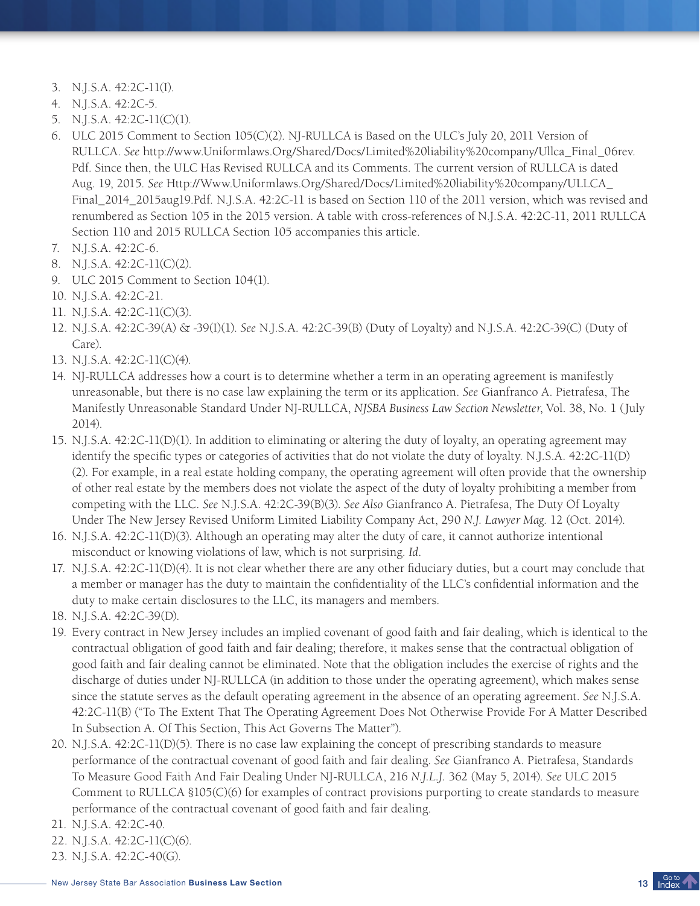3. N.J.S.A. 42:2C-11(I).
4. N.J.S.A. 42:2C-5.
5. N.J.S.A. 42:2C-11(C)(1).
6. ULC 2015 Comment to Section 105(C)(2). NJ-RULLCA is Based on the ULC's July 20, 2011 Version of RULLCA. *See* http://www.Uniformlaws.Org/Shared/Docs/Limited%20liability%20company/Ullca_Final_06rev.Pdf. Since then, the ULC Has Revised RULLCA and its Comments. The current version of RULLCA is dated Aug. 19, 2015. *See* Http://Www.Uniformlaws.Org/Shared/Docs/Limited%20liability%20company/ULLCA_Final_2014_2015aug19.Pdf. N.J.S.A. 42:2C-11 is based on Section 110 of the 2011 version, which was revised and renumbered as Section 105 in the 2015 version. A table with cross-references of N.J.S.A. 42:2C-11, 2011 RULLCA Section 110 and 2015 RULLCA Section 105 accompanies this article.
7. N.J.S.A. 42:2C-6.
8. N.J.S.A. 42:2C-11(C)(2).
9. ULC 2015 Comment to Section 104(1).
10. N.J.S.A. 42:2C-21.
11. N.J.S.A. 42:2C-11(C)(3).
12. N.J.S.A. 42:2C-39(A) & -39(I)(1). *See* N.J.S.A. 42:2C-39(B) (Duty of Loyalty) and N.J.S.A. 42:2C-39(C) (Duty of Care).
13. N.J.S.A. 42:2C-11(C)(4).
14. NJ-RULLCA addresses how a court is to determine whether a term in an operating agreement is manifestly unreasonable, but there is no case law explaining the term or its application. *See* Gianfranco A. Pietrafesa, The Manifestly Unreasonable Standard Under NJ-RULLCA, *NJSBA Business Law Section Newsletter*, Vol. 38, No. 1 (July 2014).
15. N.J.S.A. 42:2C-11(D)(1). In addition to eliminating or altering the duty of loyalty, an operating agreement may identify the specific types or categories of activities that do not violate the duty of loyalty. N.J.S.A. 42:2C-11(D)(2). For example, in a real estate holding company, the operating agreement will often provide that the ownership of other real estate by the members does not violate the aspect of the duty of loyalty prohibiting a member from competing with the LLC. *See* N.J.S.A. 42:2C-39(B)(3). *See Also* Gianfranco A. Pietrafesa, The Duty Of Loyalty Under The New Jersey Revised Uniform Limited Liability Company Act, 290 *N.J. Lawyer Mag.* 12 (Oct. 2014).
16. N.J.S.A. 42:2C-11(D)(3). Although an operating may alter the duty of care, it cannot authorize intentional misconduct or knowing violations of law, which is not surprising. *Id.*
17. N.J.S.A. 42:2C-11(D)(4). It is not clear whether there are any other fiduciary duties, but a court may conclude that a member or manager has the duty to maintain the confidentiality of the LLC's confidential information and the duty to make certain disclosures to the LLC, its managers and members.
18. N.J.S.A. 42:2C-39(D).
19. Every contract in New Jersey includes an implied covenant of good faith and fair dealing, which is identical to the contractual obligation of good faith and fair dealing; therefore, it makes sense that the contractual obligation of good faith and fair dealing cannot be eliminated. Note that the obligation includes the exercise of rights and the discharge of duties under NJ-RULLCA (in addition to those under the operating agreement), which makes sense since the statute serves as the default operating agreement in the absence of an operating agreement. *See* N.J.S.A. 42:2C-11(B) ("To The Extent That The Operating Agreement Does Not Otherwise Provide For A Matter Described In Subsection A. Of This Section, This Act Governs The Matter").
20. N.J.S.A. 42:2C-11(D)(5). There is no case law explaining the concept of prescribing standards to measure performance of the contractual covenant of good faith and fair dealing. *See* Gianfranco A. Pietrafesa, Standards To Measure Good Faith And Fair Dealing Under NJ-RULLCA, 216 *N.J.L.J.* 362 (May 5, 2014). *See* ULC 2015 Comment to RULLCA §105(C)(6) for examples of contract provisions purporting to create standards to measure performance of the contractual covenant of good faith and fair dealing.
21. N.J.S.A. 42:2C-40.
22. N.J.S.A. 42:2C-11(C)(6).
23. N.J.S.A. 42:2C-40(G).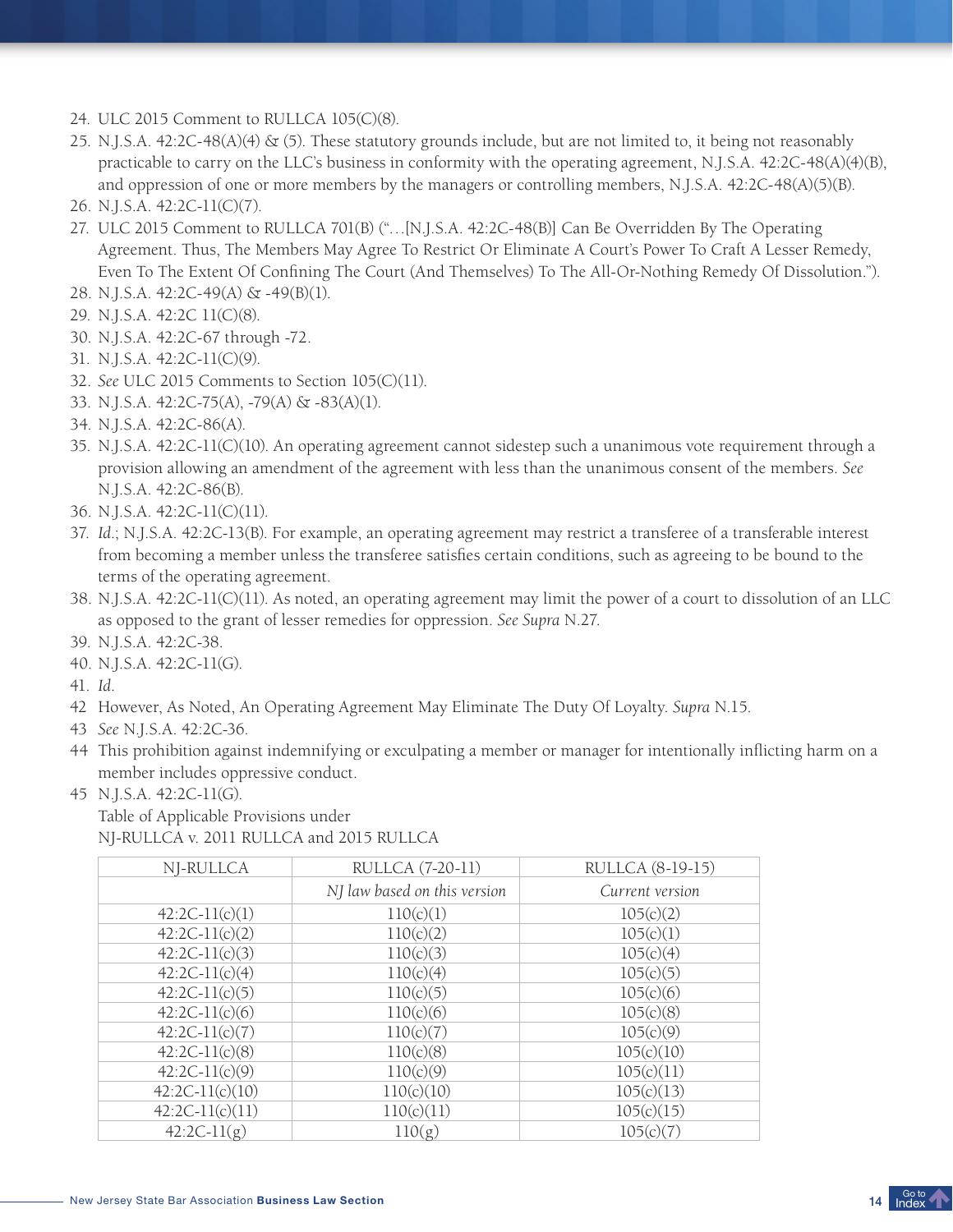24. ULC 2015 Comment to RULLCA 105(C)(8).
25. N.J.S.A. 42:2C-48(A)(4) & (5). These statutory grounds include, but are not limited to, it being not reasonably practicable to carry on the LLC's business in conformity with the operating agreement, N.J.S.A. 42:2C-48(A)(4)(B), and oppression of one or more members by the managers or controlling members, N.J.S.A. 42:2C-48(A)(5)(B).
26. N.J.S.A. 42:2C-11(C)(7).
27. ULC 2015 Comment to RULLCA 701(B) ("…[N.J.S.A. 42:2C-48(B)] Can Be Overridden By The Operating Agreement. Thus, The Members May Agree To Restrict Or Eliminate A Court's Power To Craft A Lesser Remedy, Even To The Extent Of Confining The Court (And Themselves) To The All-Or-Nothing Remedy Of Dissolution.").
28. N.J.S.A. 42:2C-49(A) & -49(B)(1).
29. N.J.S.A. 42:2C 11(C)(8).
30. N.J.S.A. 42:2C-67 through -72.
31. N.J.S.A. 42:2C-11(C)(9).
32. *See* ULC 2015 Comments to Section 105(C)(11).
33. N.J.S.A. 42:2C-75(A), -79(A) & -83(A)(1).
34. N.J.S.A. 42:2C-86(A).
35. N.J.S.A. 42:2C-11(C)(10). An operating agreement cannot sidestep such a unanimous vote requirement through a provision allowing an amendment of the agreement with less than the unanimous consent of the members. *See* N.J.S.A. 42:2C-86(B).
36. N.J.S.A. 42:2C-11(C)(11).
37. *Id.*; N.J.S.A. 42:2C-13(B). For example, an operating agreement may restrict a transferee of a transferable interest from becoming a member unless the transferee satisfies certain conditions, such as agreeing to be bound to the terms of the operating agreement.
38. N.J.S.A. 42:2C-11(C)(11). As noted, an operating agreement may limit the power of a court to dissolution of an LLC as opposed to the grant of lesser remedies for oppression. *See Supra* N.27.
39. N.J.S.A. 42:2C-38.
40. N.J.S.A. 42:2C-11(G).
41. *Id.*
42 However, As Noted, An Operating Agreement May Eliminate The Duty Of Loyalty. *Supra* N.15.
43 *See* N.J.S.A. 42:2C-36.
44 This prohibition against indemnifying or exculpating a member or manager for intentionally inflicting harm on a member includes oppressive conduct.
45 N.J.S.A. 42:2C-11(G).

Table of Applicable Provisions under
NJ-RULLCA v. 2011 RULLCA and 2015 RULLCA

| NJ-RULLCA | RULLCA (7-20-11) | RULLCA (8-19-15) |
|---|---|---|
| | *NJ law based on this version* | *Current version* |
| 42:2C-11(c)(1) | 110(c)(1) | 105(c)(2) |
| 42:2C-11(c)(2) | 110(c)(2) | 105(c)(1) |
| 42:2C-11(c)(3) | 110(c)(3) | 105(c)(4) |
| 42:2C-11(c)(4) | 110(c)(4) | 105(c)(5) |
| 42:2C-11(c)(5) | 110(c)(5) | 105(c)(6) |
| 42:2C-11(c)(6) | 110(c)(6) | 105(c)(8) |
| 42:2C-11(c)(7) | 110(c)(7) | 105(c)(9) |
| 42:2C-11(c)(8) | 110(c)(8) | 105(c)(10) |
| 42:2C-11(c)(9) | 110(c)(9) | 105(c)(11) |
| 42:2C-11(c)(10) | 110(c)(10) | 105(c)(13) |
| 42:2C-11(c)(11) | 110(c)(11) | 105(c)(15) |
| 42:2C-11(g) | 110(g) | 105(c)(7) |